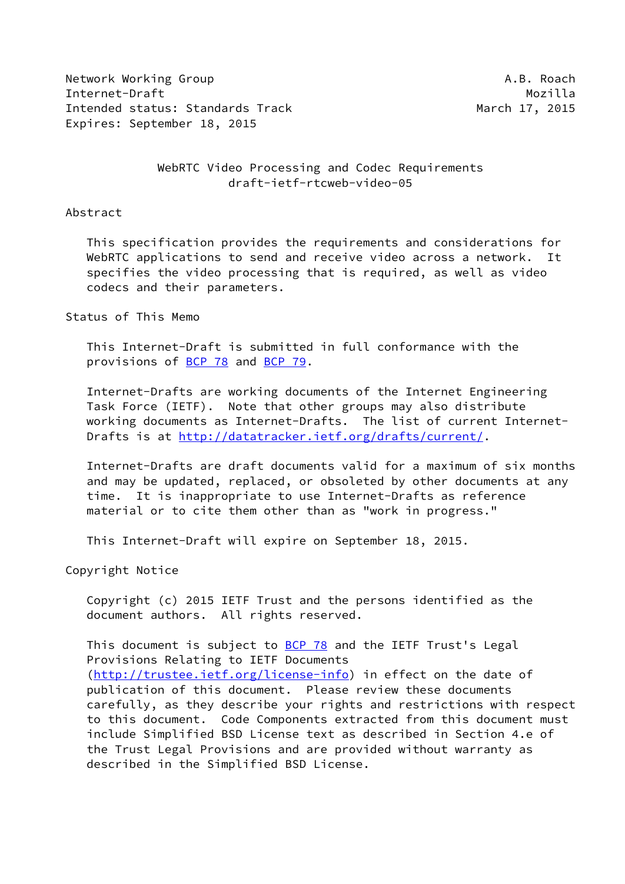Network Working Group A.B. Roach
Internet-Draft Mozilla
Intended status: Standards Track March 17, 2015
Expires: September 18, 2015

# WebRTC Video Processing and Codec Requirements
## draft-ietf-rtcweb-video-05

## Abstract

This specification provides the requirements and considerations for WebRTC applications to send and receive video across a network. It specifies the video processing that is required, as well as video codecs and their parameters.

## Status of This Memo

This Internet-Draft is submitted in full conformance with the provisions of BCP 78 and BCP 79.

Internet-Drafts are working documents of the Internet Engineering Task Force (IETF). Note that other groups may also distribute working documents as Internet-Drafts. The list of current Internet-Drafts is at http://datatracker.ietf.org/drafts/current/.

Internet-Drafts are draft documents valid for a maximum of six months and may be updated, replaced, or obsoleted by other documents at any time. It is inappropriate to use Internet-Drafts as reference material or to cite them other than as "work in progress."

This Internet-Draft will expire on September 18, 2015.

## Copyright Notice

Copyright (c) 2015 IETF Trust and the persons identified as the document authors. All rights reserved.

This document is subject to BCP 78 and the IETF Trust's Legal Provisions Relating to IETF Documents (http://trustee.ietf.org/license-info) in effect on the date of publication of this document. Please review these documents carefully, as they describe your rights and restrictions with respect to this document. Code Components extracted from this document must include Simplified BSD License text as described in Section 4.e of the Trust Legal Provisions and are provided without warranty as described in the Simplified BSD License.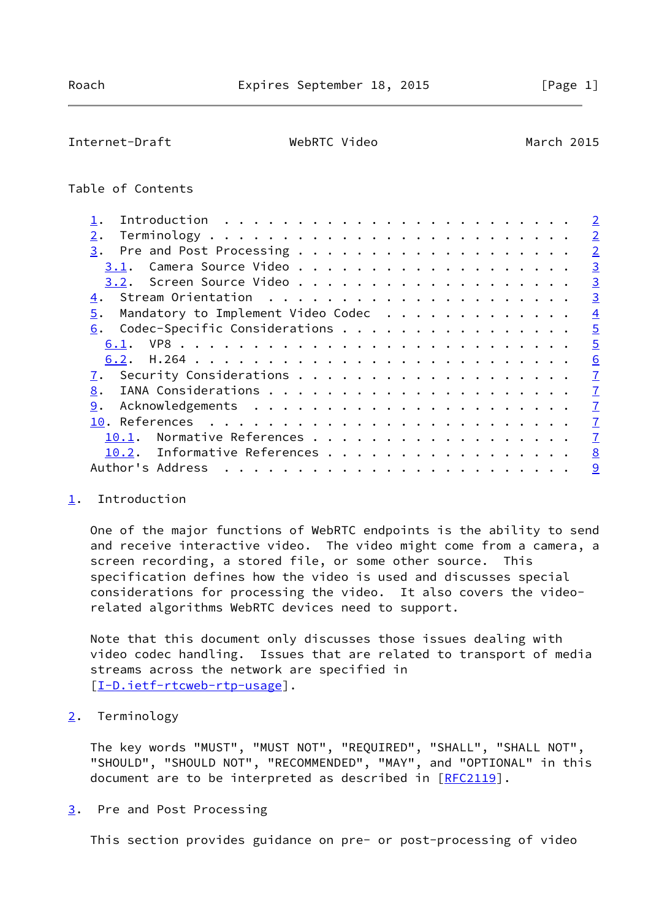Table of Contents

- 1. Introduction . . . . . . . . . . . . . . . . . . . . . . . . 2
- 2. Terminology . . . . . . . . . . . . . . . . . . . . . . . . 2
- 3. Pre and Post Processing . . . . . . . . . . . . . . . . . . 2
  - 3.1. Camera Source Video . . . . . . . . . . . . . . . . . . 3
  - 3.2. Screen Source Video . . . . . . . . . . . . . . . . . . 3
- 4. Stream Orientation . . . . . . . . . . . . . . . . . . . . . 3
- 5. Mandatory to Implement Video Codec . . . . . . . . . . . . . 4
- 6. Codec-Specific Considerations . . . . . . . . . . . . . . . 5
  - 6.1. VP8 . . . . . . . . . . . . . . . . . . . . . . . . . . 5
  - 6.2. H.264 . . . . . . . . . . . . . . . . . . . . . . . . . 6
- 7. Security Considerations . . . . . . . . . . . . . . . . . . 7
- 8. IANA Considerations . . . . . . . . . . . . . . . . . . . . 7
- 9. Acknowledgements . . . . . . . . . . . . . . . . . . . . . 7
- 10. References . . . . . . . . . . . . . . . . . . . . . . . . 7
  - 10.1. Normative References . . . . . . . . . . . . . . . . . 7
  - 10.2. Informative References . . . . . . . . . . . . . . . . 8
- Author's Address . . . . . . . . . . . . . . . . . . . . . . . 9

## 1. Introduction

One of the major functions of WebRTC endpoints is the ability to send and receive interactive video. The video might come from a camera, a screen recording, a stored file, or some other source. This specification defines how the video is used and discusses special considerations for processing the video. It also covers the video-related algorithms WebRTC devices need to support.

Note that this document only discusses those issues dealing with video codec handling. Issues that are related to transport of media streams across the network are specified in [I-D.ietf-rtcweb-rtp-usage].

## 2. Terminology

The key words "MUST", "MUST NOT", "REQUIRED", "SHALL", "SHALL NOT", "SHOULD", "SHOULD NOT", "RECOMMENDED", "MAY", and "OPTIONAL" in this document are to be interpreted as described in [RFC2119].

## 3. Pre and Post Processing

This section provides guidance on pre- or post-processing of video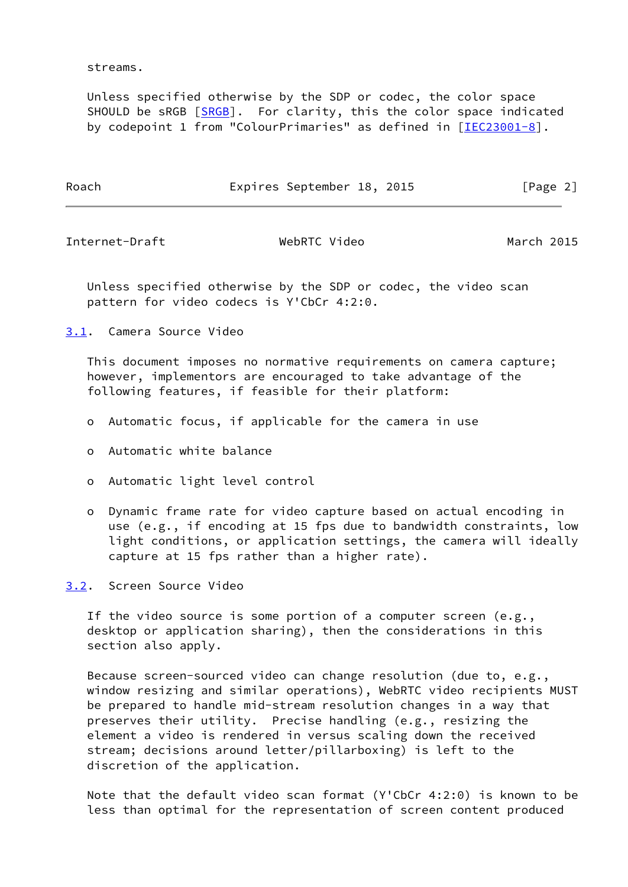streams.

Unless specified otherwise by the SDP or codec, the color space SHOULD be sRGB [SRGB]. For clarity, this the color space indicated by codepoint 1 from "ColourPrimaries" as defined in [IEC23001-8].

Unless specified otherwise by the SDP or codec, the video scan pattern for video codecs is Y'CbCr 4:2:0.

### 3.1. Camera Source Video

This document imposes no normative requirements on camera capture; however, implementors are encouraged to take advantage of the following features, if feasible for their platform:

- Automatic focus, if applicable for the camera in use
- Automatic white balance
- Automatic light level control
- Dynamic frame rate for video capture based on actual encoding in use (e.g., if encoding at 15 fps due to bandwidth constraints, low light conditions, or application settings, the camera will ideally capture at 15 fps rather than a higher rate).

### 3.2. Screen Source Video

If the video source is some portion of a computer screen (e.g., desktop or application sharing), then the considerations in this section also apply.

Because screen-sourced video can change resolution (due to, e.g., window resizing and similar operations), WebRTC video recipients MUST be prepared to handle mid-stream resolution changes in a way that preserves their utility. Precise handling (e.g., resizing the element a video is rendered in versus scaling down the received stream; decisions around letter/pillarboxing) is left to the discretion of the application.

Note that the default video scan format (Y'CbCr 4:2:0) is known to be less than optimal for the representation of screen content produced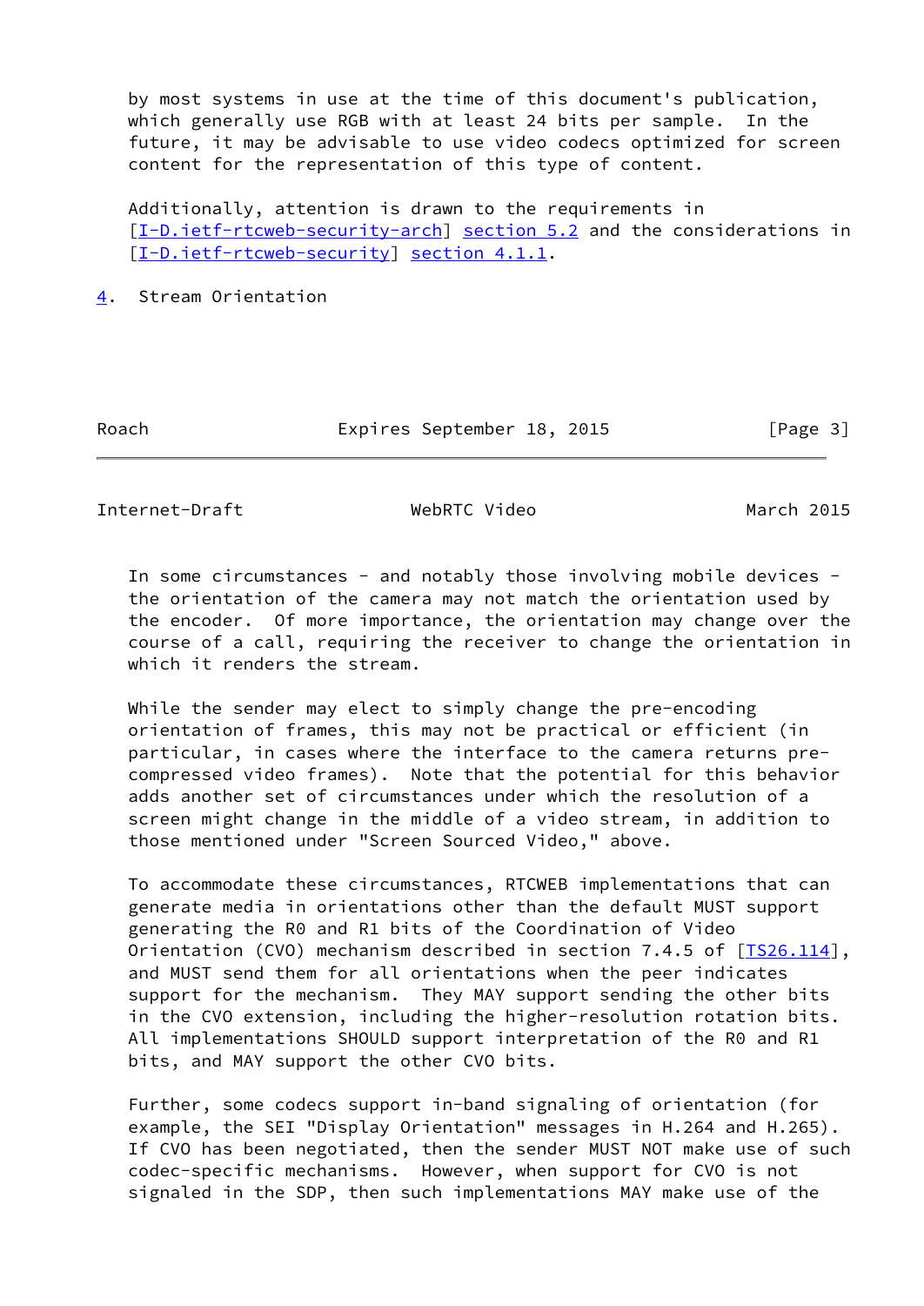by most systems in use at the time of this document's publication, which generally use RGB with at least 24 bits per sample. In the future, it may be advisable to use video codecs optimized for screen content for the representation of this type of content.

Additionally, attention is drawn to the requirements in [I-D.ietf-rtcweb-security-arch] section 5.2 and the considerations in [I-D.ietf-rtcweb-security] section 4.1.1.

## 4. Stream Orientation

In some circumstances - and notably those involving mobile devices - the orientation of the camera may not match the orientation used by the encoder. Of more importance, the orientation may change over the course of a call, requiring the receiver to change the orientation in which it renders the stream.

While the sender may elect to simply change the pre-encoding orientation of frames, this may not be practical or efficient (in particular, in cases where the interface to the camera returns pre-compressed video frames). Note that the potential for this behavior adds another set of circumstances under which the resolution of a screen might change in the middle of a video stream, in addition to those mentioned under "Screen Sourced Video," above.

To accommodate these circumstances, RTCWEB implementations that can generate media in orientations other than the default MUST support generating the R0 and R1 bits of the Coordination of Video Orientation (CVO) mechanism described in section 7.4.5 of [TS26.114], and MUST send them for all orientations when the peer indicates support for the mechanism. They MAY support sending the other bits in the CVO extension, including the higher-resolution rotation bits. All implementations SHOULD support interpretation of the R0 and R1 bits, and MAY support the other CVO bits.

Further, some codecs support in-band signaling of orientation (for example, the SEI "Display Orientation" messages in H.264 and H.265). If CVO has been negotiated, then the sender MUST NOT make use of such codec-specific mechanisms. However, when support for CVO is not signaled in the SDP, then such implementations MAY make use of the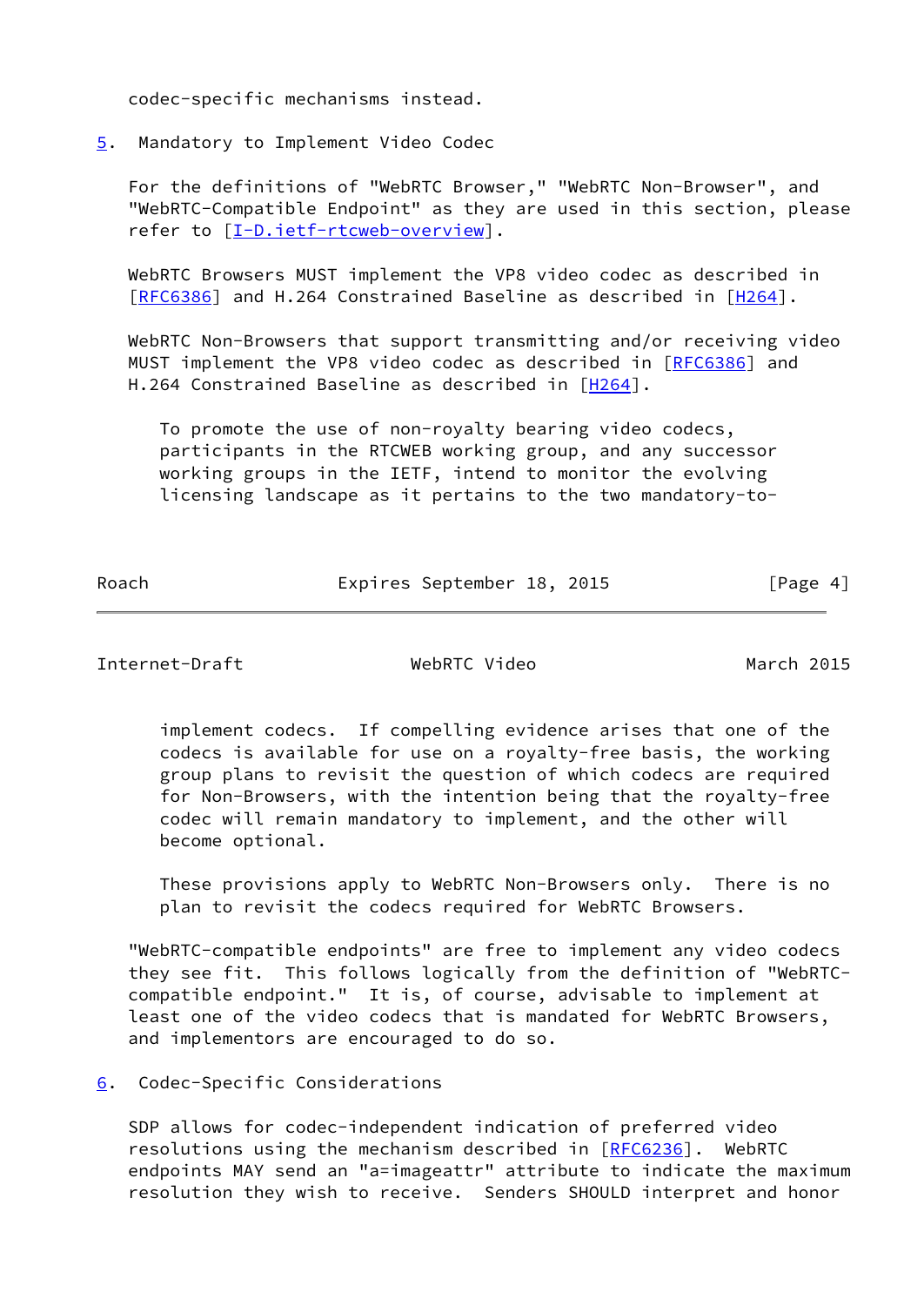codec-specific mechanisms instead.

## 5. Mandatory to Implement Video Codec

For the definitions of "WebRTC Browser," "WebRTC Non-Browser", and "WebRTC-Compatible Endpoint" as they are used in this section, please refer to [I-D.ietf-rtcweb-overview].

WebRTC Browsers MUST implement the VP8 video codec as described in [RFC6386] and H.264 Constrained Baseline as described in [H264].

WebRTC Non-Browsers that support transmitting and/or receiving video MUST implement the VP8 video codec as described in [RFC6386] and H.264 Constrained Baseline as described in [H264].

> To promote the use of non-royalty bearing video codecs, participants in the RTCWEB working group, and any successor working groups in the IETF, intend to monitor the evolving licensing landscape as it pertains to the two mandatory-to-implement codecs. If compelling evidence arises that one of the codecs is available for use on a royalty-free basis, the working group plans to revisit the question of which codecs are required for Non-Browsers, with the intention being that the royalty-free codec will remain mandatory to implement, and the other will become optional.
>
> These provisions apply to WebRTC Non-Browsers only. There is no plan to revisit the codecs required for WebRTC Browsers.

"WebRTC-compatible endpoints" are free to implement any video codecs they see fit. This follows logically from the definition of "WebRTC-compatible endpoint." It is, of course, advisable to implement at least one of the video codecs that is mandated for WebRTC Browsers, and implementors are encouraged to do so.

## 6. Codec-Specific Considerations

SDP allows for codec-independent indication of preferred video resolutions using the mechanism described in [RFC6236]. WebRTC endpoints MAY send an "a=imageattr" attribute to indicate the maximum resolution they wish to receive. Senders SHOULD interpret and honor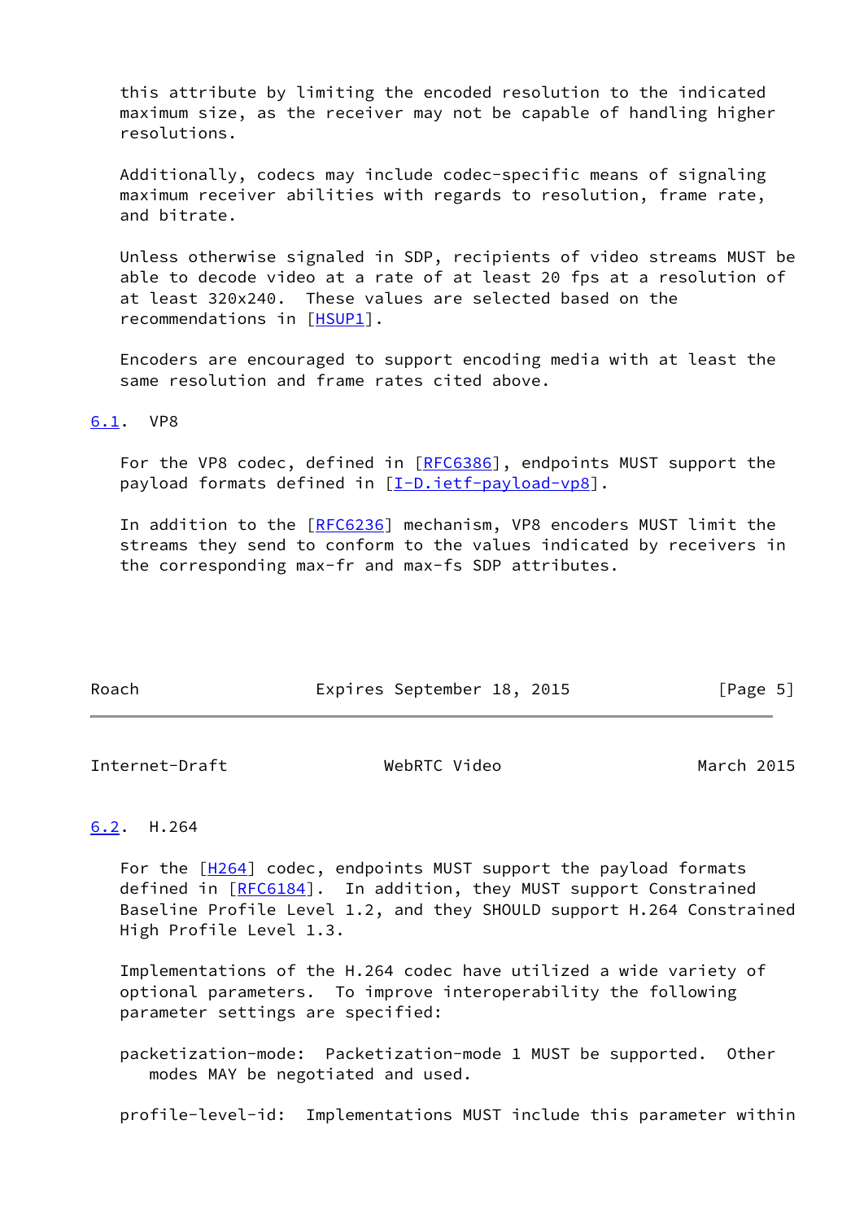this attribute by limiting the encoded resolution to the indicated maximum size, as the receiver may not be capable of handling higher resolutions.

Additionally, codecs may include codec-specific means of signaling maximum receiver abilities with regards to resolution, frame rate, and bitrate.

Unless otherwise signaled in SDP, recipients of video streams MUST be able to decode video at a rate of at least 20 fps at a resolution of at least 320x240. These values are selected based on the recommendations in [HSUP1].

Encoders are encouraged to support encoding media with at least the same resolution and frame rates cited above.

### 6.1. VP8

For the VP8 codec, defined in [RFC6386], endpoints MUST support the payload formats defined in [I-D.ietf-payload-vp8].

In addition to the [RFC6236] mechanism, VP8 encoders MUST limit the streams they send to conform to the values indicated by receivers in the corresponding max-fr and max-fs SDP attributes.

### 6.2. H.264

For the [H264] codec, endpoints MUST support the payload formats defined in [RFC6184]. In addition, they MUST support Constrained Baseline Profile Level 1.2, and they SHOULD support H.264 Constrained High Profile Level 1.3.

Implementations of the H.264 codec have utilized a wide variety of optional parameters. To improve interoperability the following parameter settings are specified:

packetization-mode: Packetization-mode 1 MUST be supported. Other modes MAY be negotiated and used.

profile-level-id: Implementations MUST include this parameter within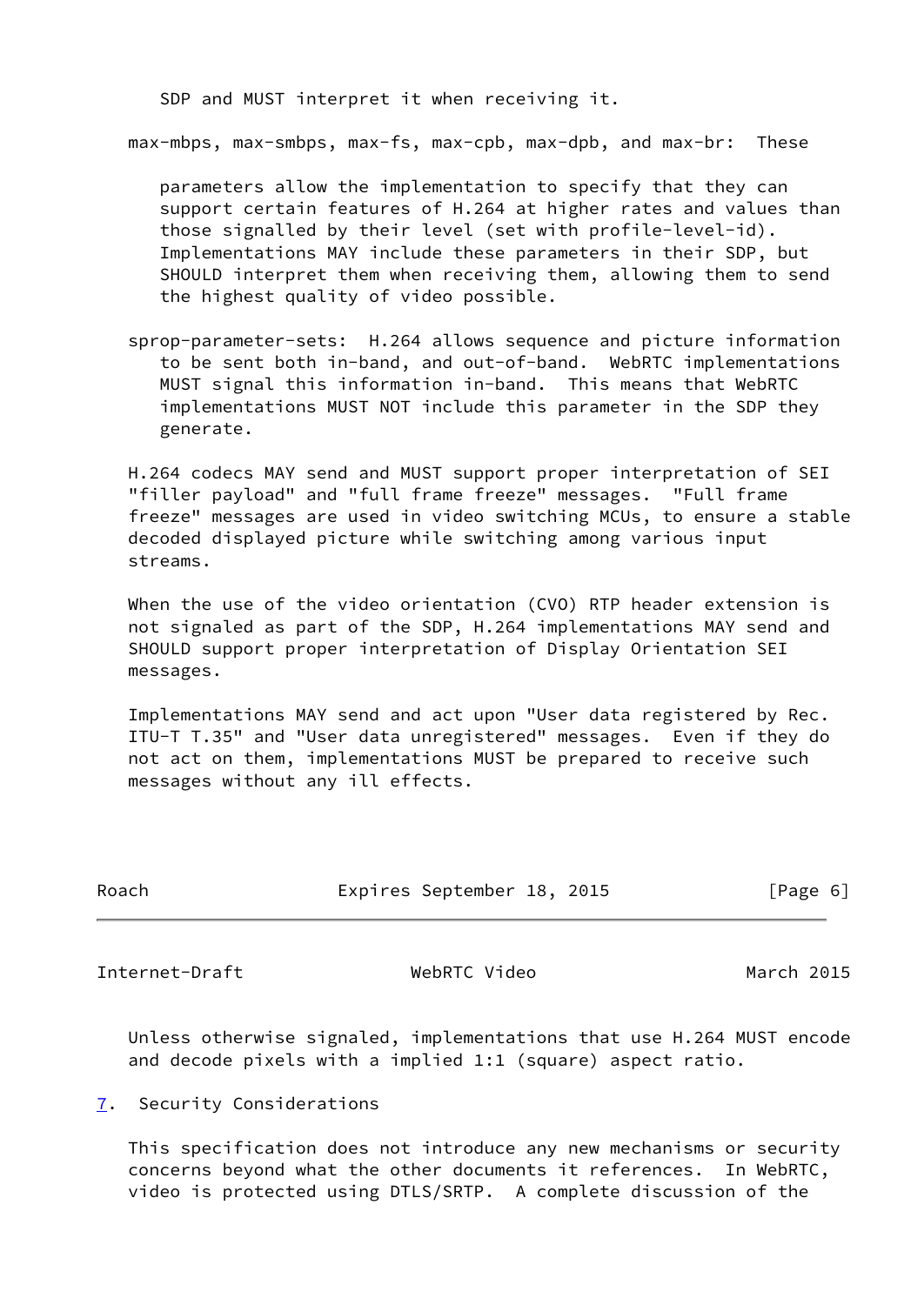SDP and MUST interpret it when receiving it.

max-mbps, max-smbps, max-fs, max-cpb, max-dpb, and max-br: These parameters allow the implementation to specify that they can support certain features of H.264 at higher rates and values than those signalled by their level (set with profile-level-id). Implementations MAY include these parameters in their SDP, but SHOULD interpret them when receiving them, allowing them to send the highest quality of video possible.

sprop-parameter-sets: H.264 allows sequence and picture information to be sent both in-band, and out-of-band. WebRTC implementations MUST signal this information in-band. This means that WebRTC implementations MUST NOT include this parameter in the SDP they generate.

H.264 codecs MAY send and MUST support proper interpretation of SEI "filler payload" and "full frame freeze" messages. "Full frame freeze" messages are used in video switching MCUs, to ensure a stable decoded displayed picture while switching among various input streams.

When the use of the video orientation (CVO) RTP header extension is not signaled as part of the SDP, H.264 implementations MAY send and SHOULD support proper interpretation of Display Orientation SEI messages.

Implementations MAY send and act upon "User data registered by Rec. ITU-T T.35" and "User data unregistered" messages. Even if they do not act on them, implementations MUST be prepared to receive such messages without any ill effects.

Unless otherwise signaled, implementations that use H.264 MUST encode and decode pixels with a implied 1:1 (square) aspect ratio.

## 7. Security Considerations

This specification does not introduce any new mechanisms or security concerns beyond what the other documents it references. In WebRTC, video is protected using DTLS/SRTP. A complete discussion of the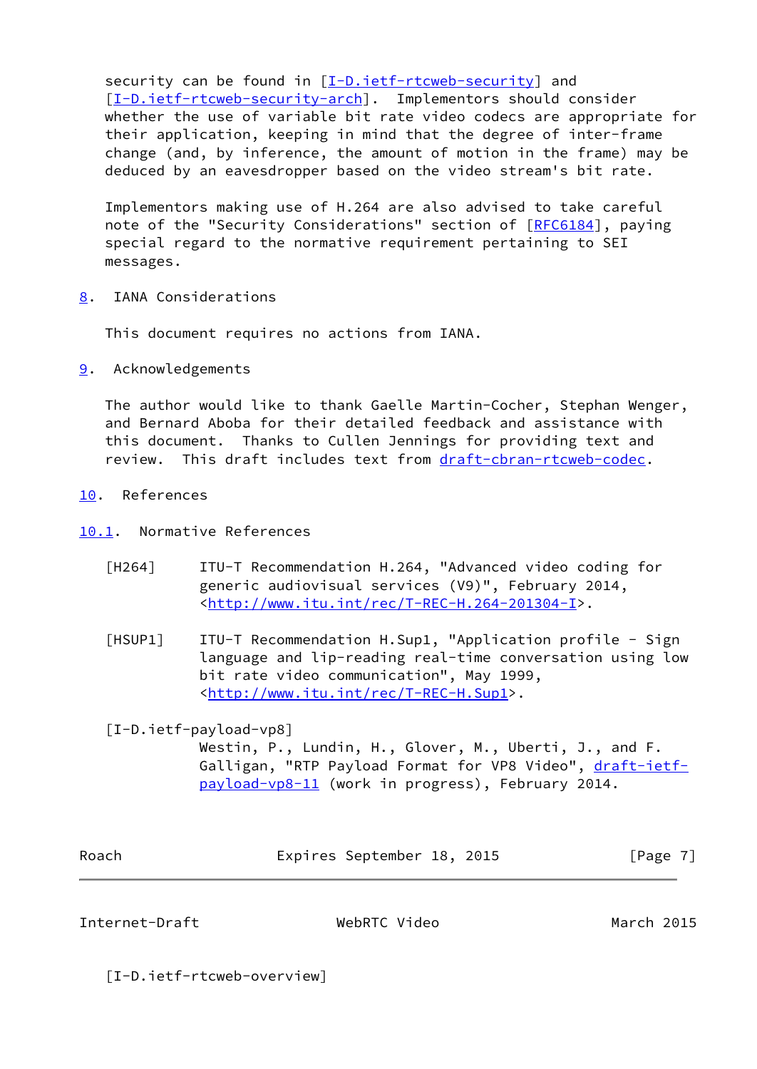security can be found in [I-D.ietf-rtcweb-security] and [I-D.ietf-rtcweb-security-arch]. Implementors should consider whether the use of variable bit rate video codecs are appropriate for their application, keeping in mind that the degree of inter-frame change (and, by inference, the amount of motion in the frame) may be deduced by an eavesdropper based on the video stream's bit rate.

Implementors making use of H.264 are also advised to take careful note of the "Security Considerations" section of [RFC6184], paying special regard to the normative requirement pertaining to SEI messages.

## 8. IANA Considerations

This document requires no actions from IANA.

## 9. Acknowledgements

The author would like to thank Gaelle Martin-Cocher, Stephan Wenger, and Bernard Aboba for their detailed feedback and assistance with this document. Thanks to Cullen Jennings for providing text and review. This draft includes text from draft-cbran-rtcweb-codec.

## 10. References

### 10.1. Normative References

[H264] ITU-T Recommendation H.264, "Advanced video coding for generic audiovisual services (V9)", February 2014, <http://www.itu.int/rec/T-REC-H.264-201304-I>.

[HSUP1] ITU-T Recommendation H.Sup1, "Application profile - Sign language and lip-reading real-time conversation using low bit rate video communication", May 1999, <http://www.itu.int/rec/T-REC-H.Sup1>.

[I-D.ietf-payload-vp8] Westin, P., Lundin, H., Glover, M., Uberti, J., and F. Galligan, "RTP Payload Format for VP8 Video", draft-ietf-payload-vp8-11 (work in progress), February 2014.

[I-D.ietf-rtcweb-overview]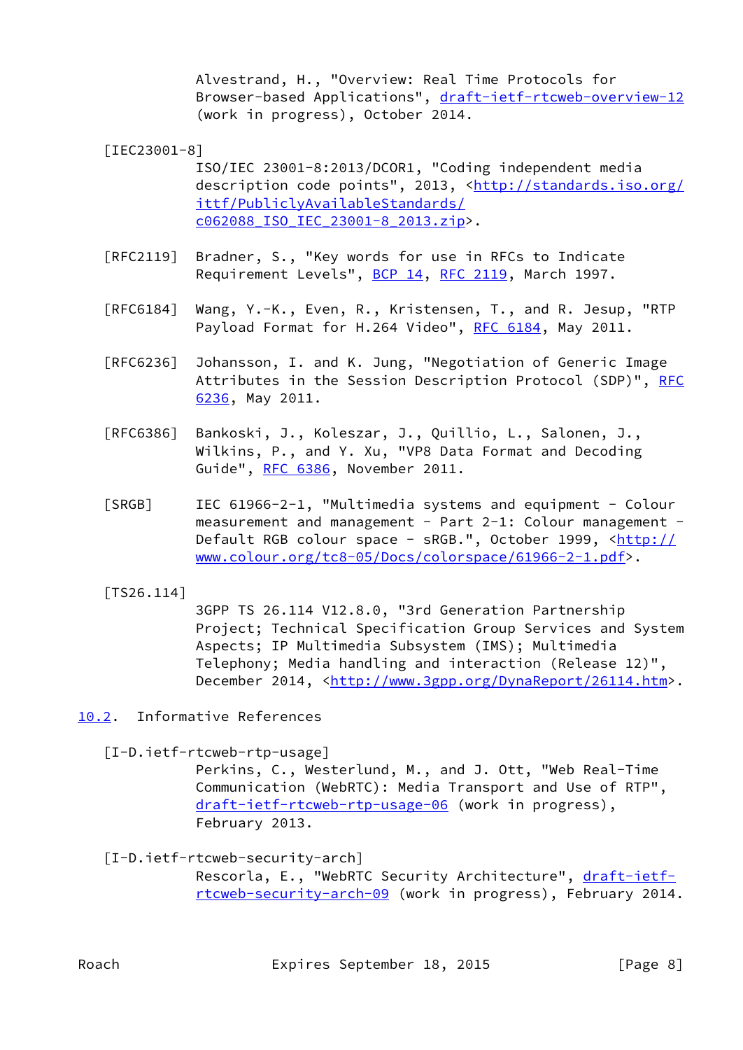Alvestrand, H., "Overview: Real Time Protocols for Browser-based Applications", draft-ietf-rtcweb-overview-12 (work in progress), October 2014.

[IEC23001-8]
ISO/IEC 23001-8:2013/DCOR1, "Coding independent media description code points", 2013, <http://standards.iso.org/ittf/PubliclyAvailableStandards/c062088_ISO_IEC_23001-8_2013.zip>.

[RFC2119] Bradner, S., "Key words for use in RFCs to Indicate Requirement Levels", BCP 14, RFC 2119, March 1997.

[RFC6184] Wang, Y.-K., Even, R., Kristensen, T., and R. Jesup, "RTP Payload Format for H.264 Video", RFC 6184, May 2011.

[RFC6236] Johansson, I. and K. Jung, "Negotiation of Generic Image Attributes in the Session Description Protocol (SDP)", RFC 6236, May 2011.

[RFC6386] Bankoski, J., Koleszar, J., Quillio, L., Salonen, J., Wilkins, P., and Y. Xu, "VP8 Data Format and Decoding Guide", RFC 6386, November 2011.

[SRGB] IEC 61966-2-1, "Multimedia systems and equipment - Colour measurement and management - Part 2-1: Colour management - Default RGB colour space - sRGB.", October 1999, <http://www.colour.org/tc8-05/Docs/colorspace/61966-2-1.pdf>.

[TS26.114]
3GPP TS 26.114 V12.8.0, "3rd Generation Partnership Project; Technical Specification Group Services and System Aspects; IP Multimedia Subsystem (IMS); Multimedia Telephony; Media handling and interaction (Release 12)", December 2014, <http://www.3gpp.org/DynaReport/26114.htm>.

## 10.2. Informative References

[I-D.ietf-rtcweb-rtp-usage]
Perkins, C., Westerlund, M., and J. Ott, "Web Real-Time Communication (WebRTC): Media Transport and Use of RTP", draft-ietf-rtcweb-rtp-usage-06 (work in progress), February 2013.

[I-D.ietf-rtcweb-security-arch]
Rescorla, E., "WebRTC Security Architecture", draft-ietf-rtcweb-security-arch-09 (work in progress), February 2014.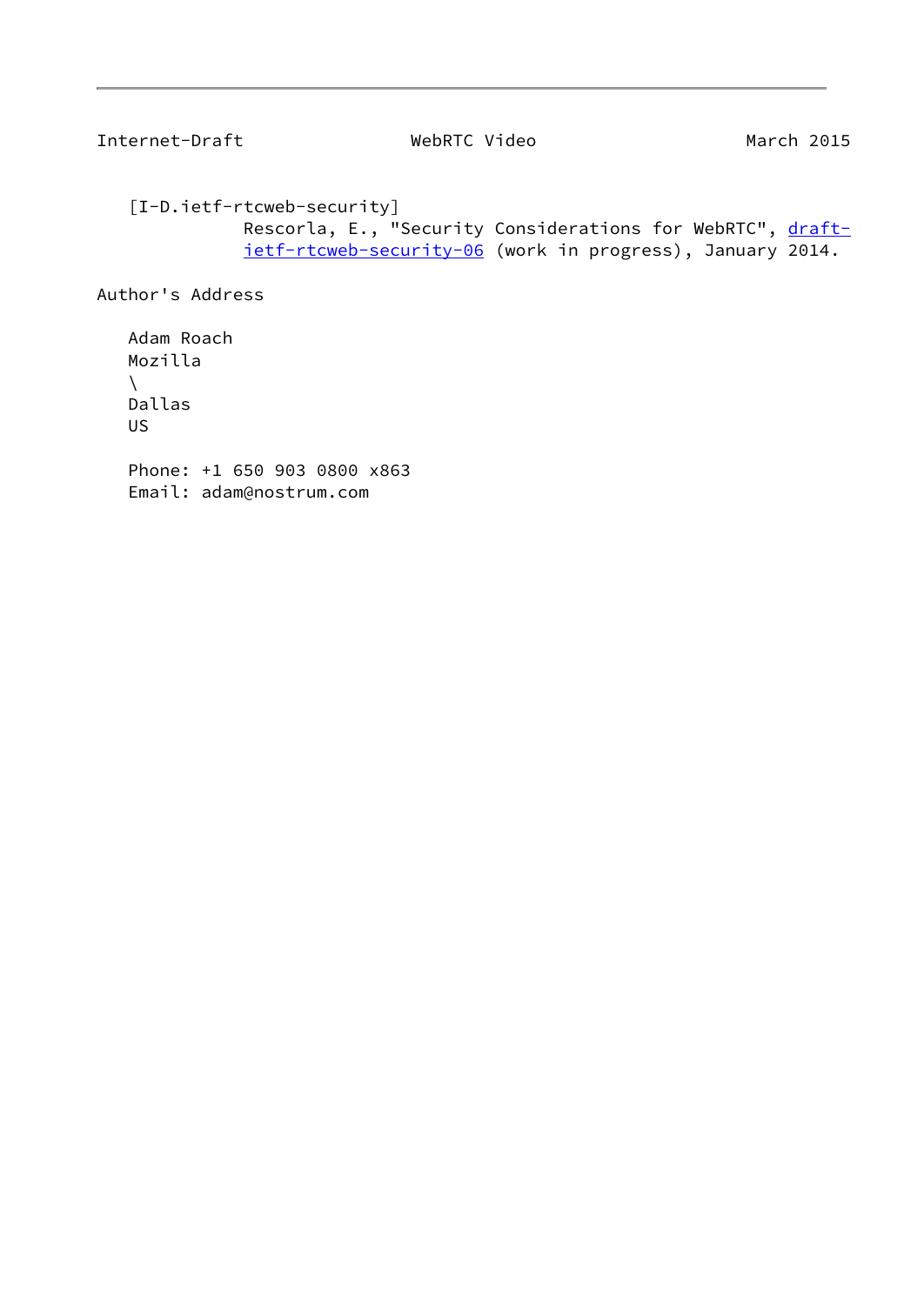[I-D.ietf-rtcweb-security]
Rescorla, E., "Security Considerations for WebRTC", draft-ietf-rtcweb-security-06 (work in progress), January 2014.

## Author's Address

Adam Roach
Mozilla
\
Dallas
US

Phone: +1 650 903 0800 x863
Email: adam@nostrum.com